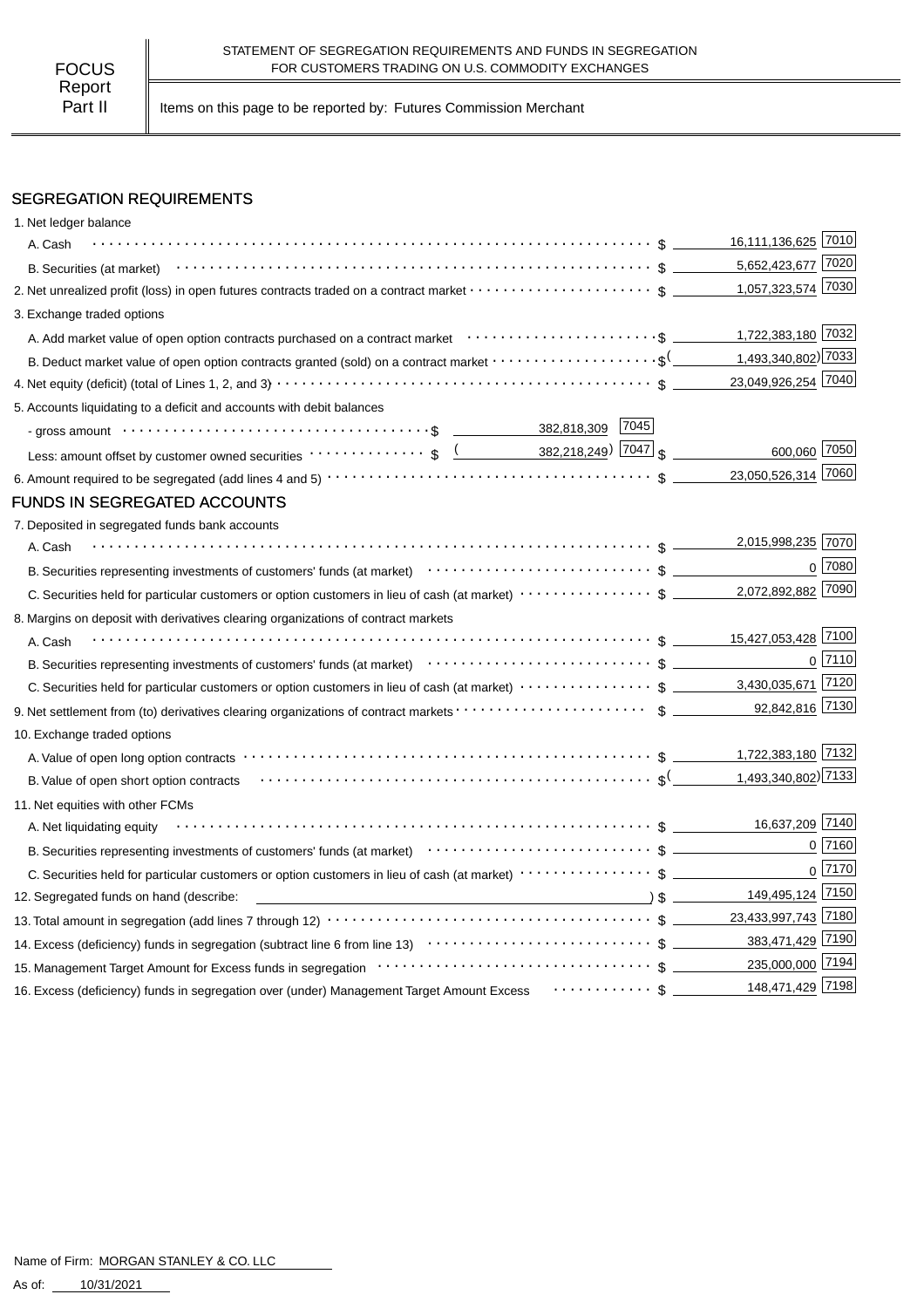FOCUS Report Part II

STATEMENT OF SEGREGATION REQUIREMENTS AND FUNDS IN SEGREGATION FOR CUSTOMERS TRADING ON U.S. COMMODITY EXCHANGES

Items on this page to be reported by: Futures Commission Merchant

## SEGREGATION REQUIREMENTS

| Item | | | Amount | Code |
|---|---|---|---|---|
| 1. Net ledger balance | | | | |
| A. Cash | | | $ 16,111,136,625 | 7010 |
| B. Securities (at market) | | | $ 5,652,423,677 | 7020 |
| 2. Net unrealized profit (loss) in open futures contracts traded on a contract market | | | $ 1,057,323,574 | 7030 |
| 3. Exchange traded options | | | | |
| A. Add market value of open option contracts purchased on a contract market | | | $ 1,722,383,180 | 7032 |
| B. Deduct market value of open option contracts granted (sold) on a contract market | | | $ (1,493,340,802) | 7033 |
| 4. Net equity (deficit) (total of Lines 1, 2, and 3) | | | $ 23,049,926,254 | 7040 |
| 5. Accounts liquidating to a deficit and accounts with debit balances | | | | |
| - gross amount | $ 382,818,309 | 7045 | | |
| Less: amount offset by customer owned securities | $ (382,218,249) | 7047 | $ 600,060 | 7050 |
| 6. Amount required to be segregated (add lines 4 and 5) | | | $ 23,050,526,314 | 7060 |

## FUNDS IN SEGREGATED ACCOUNTS

| Item | Amount | Code |
|---|---|---|
| 7. Deposited in segregated funds bank accounts | | |
| A. Cash | $ 2,015,998,235 | 7070 |
| B. Securities representing investments of customers' funds (at market) | $ 0 | 7080 |
| C. Securities held for particular customers or option customers in lieu of cash (at market) | $ 2,072,892,882 | 7090 |
| 8. Margins on deposit with derivatives clearing organizations of contract markets | | |
| A. Cash | $ 15,427,053,428 | 7100 |
| B. Securities representing investments of customers' funds (at market) | $ 0 | 7110 |
| C. Securities held for particular customers or option customers in lieu of cash (at market) | $ 3,430,035,671 | 7120 |
| 9. Net settlement from (to) derivatives clearing organizations of contract markets | $ 92,842,816 | 7130 |
| 10. Exchange traded options | | |
| A. Value of open long option contracts | $ 1,722,383,180 | 7132 |
| B. Value of open short option contracts | $ (1,493,340,802) | 7133 |
| 11. Net equities with other FCMs | | |
| A. Net liquidating equity | $ 16,637,209 | 7140 |
| B. Securities representing investments of customers' funds (at market) | $ 0 | 7160 |
| C. Securities held for particular customers or option customers in lieu of cash (at market) | $ 0 | 7170 |
| 12. Segregated funds on hand (describe: ) | $ 149,495,124 | 7150 |
| 13. Total amount in segregation (add lines 7 through 12) | $ 23,433,997,743 | 7180 |
| 14. Excess (deficiency) funds in segregation (subtract line 6 from line 13) | $ 383,471,429 | 7190 |
| 15. Management Target Amount for Excess funds in segregation | $ 235,000,000 | 7194 |
| 16. Excess (deficiency) funds in segregation over (under) Management Target Amount Excess | $ 148,471,429 | 7198 |

Name of Firm: MORGAN STANLEY & CO. LLC

As of: 10/31/2021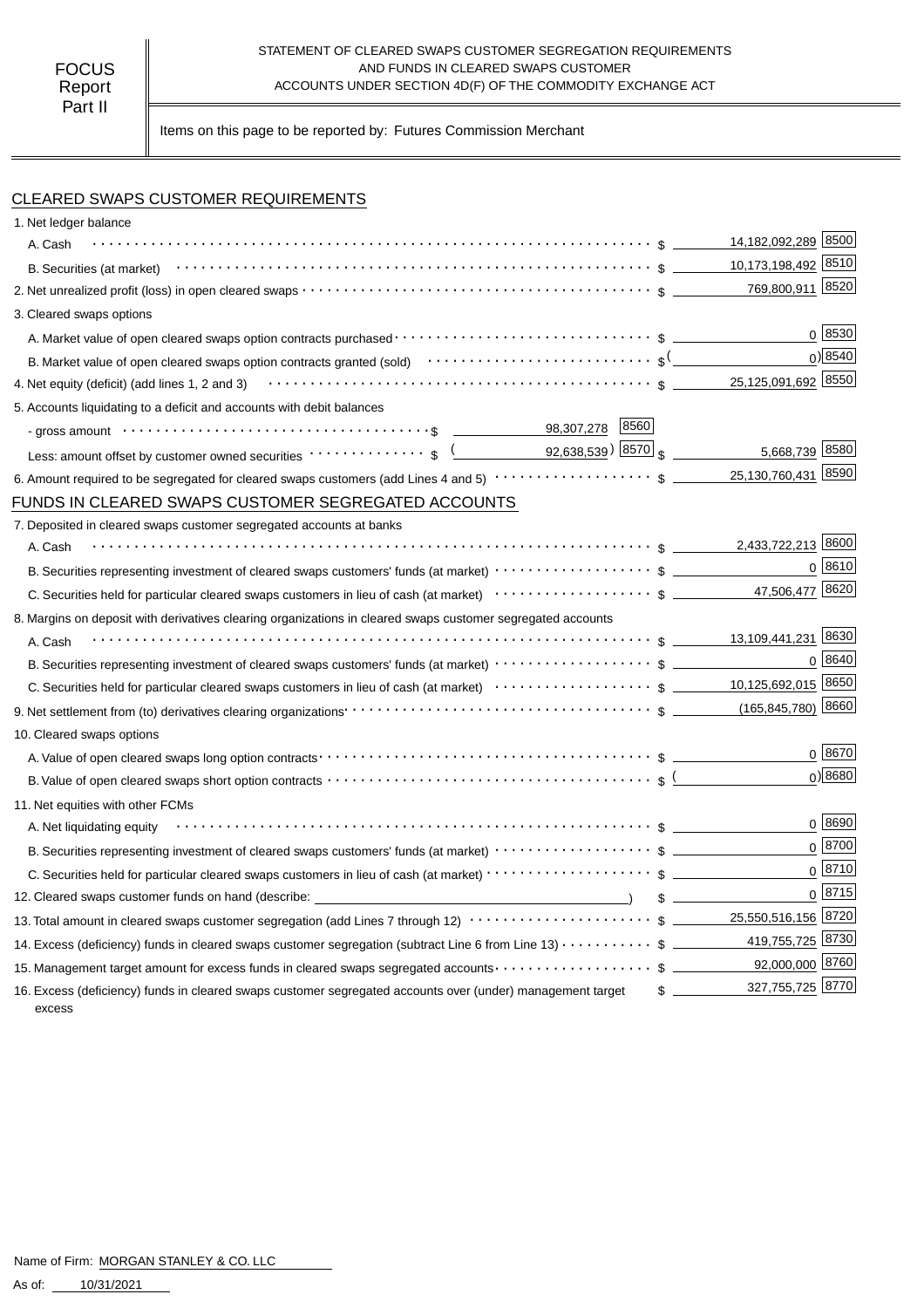FOCUS Report Part II

STATEMENT OF CLEARED SWAPS CUSTOMER SEGREGATION REQUIREMENTS AND FUNDS IN CLEARED SWAPS CUSTOMER ACCOUNTS UNDER SECTION 4D(F) OF THE COMMODITY EXCHANGE ACT

Items on this page to be reported by: Futures Commission Merchant

## CLEARED SWAPS CUSTOMER REQUIREMENTS

| Item | | | Amount | Code |
|---|---|---|---|---|
| 1. Net ledger balance | | | | |
| A. Cash | | | $ 14,182,092,289 | 8500 |
| B. Securities (at market) | | | $ 10,173,198,492 | 8510 |
| 2. Net unrealized profit (loss) in open cleared swaps | | | $ 769,800,911 | 8520 |
| 3. Cleared swaps options | | | | |
| A. Market value of open cleared swaps option contracts purchased | | | $ 0 | 8530 |
| B. Market value of open cleared swaps option contracts granted (sold) | | | $ (0) | 8540 |
| 4. Net equity (deficit) (add lines 1, 2 and 3) | | | $ 25,125,091,692 | 8550 |
| 5. Accounts liquidating to a deficit and accounts with debit balances | | | | |
| - gross amount | $ 98,307,278 | 8560 | | |
| Less: amount offset by customer owned securities | $ (92,638,539) | 8570 | $ 5,668,739 | 8580 |
| 6. Amount required to be segregated for cleared swaps customers (add Lines 4 and 5) | | | $ 25,130,760,431 | 8590 |

## FUNDS IN CLEARED SWAPS CUSTOMER SEGREGATED ACCOUNTS

| Item | Amount | Code |
|---|---|---|
| 7. Deposited in cleared swaps customer segregated accounts at banks | | |
| A. Cash | $ 2,433,722,213 | 8600 |
| B. Securities representing investment of cleared swaps customers' funds (at market) | $ 0 | 8610 |
| C. Securities held for particular cleared swaps customers in lieu of cash (at market) | $ 47,506,477 | 8620 |
| 8. Margins on deposit with derivatives clearing organizations in cleared swaps customer segregated accounts | | |
| A. Cash | $ 13,109,441,231 | 8630 |
| B. Securities representing investment of cleared swaps customers' funds (at market) | $ 0 | 8640 |
| C. Securities held for particular cleared swaps customers in lieu of cash (at market) | $ 10,125,692,015 | 8650 |
| 9. Net settlement from (to) derivatives clearing organizations | $ (165,845,780) | 8660 |
| 10. Cleared swaps options | | |
| A. Value of open cleared swaps long option contracts | $ 0 | 8670 |
| B. Value of open cleared swaps short option contracts | $ (0) | 8680 |
| 11. Net equities with other FCMs | | |
| A. Net liquidating equity | $ 0 | 8690 |
| B. Securities representing investment of cleared swaps customers' funds (at market) | $ 0 | 8700 |
| C. Securities held for particular cleared swaps customers in lieu of cash (at market) | $ 0 | 8710 |
| 12. Cleared swaps customer funds on hand (describe: ) | $ 0 | 8715 |
| 13. Total amount in cleared swaps customer segregation (add Lines 7 through 12) | $ 25,550,516,156 | 8720 |
| 14. Excess (deficiency) funds in cleared swaps customer segregation (subtract Line 6 from Line 13) | $ 419,755,725 | 8730 |
| 15. Management target amount for excess funds in cleared swaps segregated accounts | $ 92,000,000 | 8760 |
| 16. Excess (deficiency) funds in cleared swaps customer segregated accounts over (under) management target excess | $ 327,755,725 | 8770 |

Name of Firm: MORGAN STANLEY & CO. LLC

As of: 10/31/2021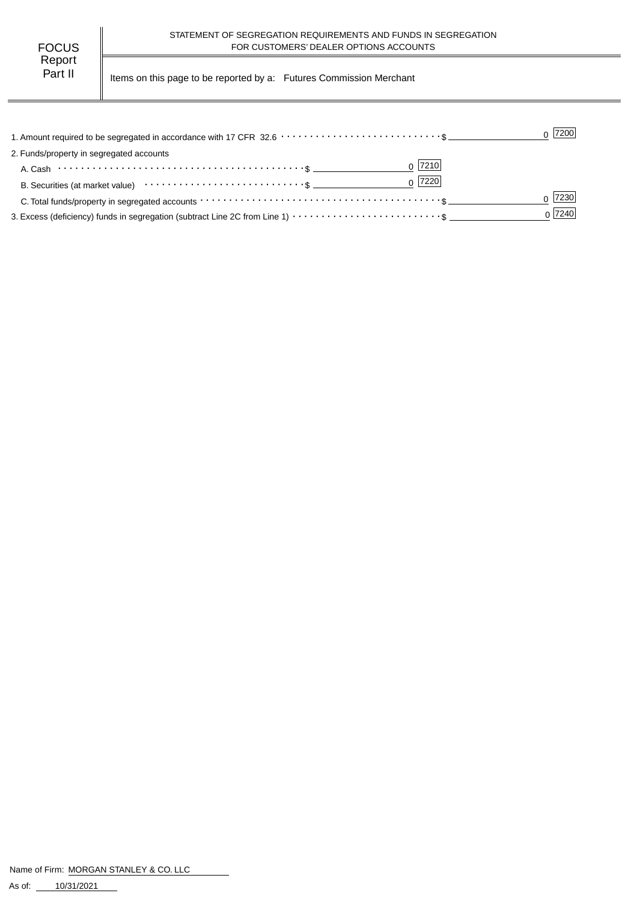FOCUS Report Part II

STATEMENT OF SEGREGATION REQUIREMENTS AND FUNDS IN SEGREGATION FOR CUSTOMERS' DEALER OPTIONS ACCOUNTS

Items on this page to be reported by a: Futures Commission Merchant

| Item | | Amount | Code | Amount | Code |
|---|---|---|---|---|---|
| 1. Amount required to be segregated in accordance with 17 CFR 32.6 | $ | | | 0 | 7200 |
| 2. Funds/property in segregated accounts | | | | | |
| A. Cash | $ | 0 | 7210 | | |
| B. Securities (at market value) | $ | 0 | 7220 | | |
| C. Total funds/property in segregated accounts | $ | | | 0 | 7230 |
| 3. Excess (deficiency) funds in segregation (subtract Line 2C from Line 1) | $ | | | 0 | 7240 |

Name of Firm: MORGAN STANLEY & CO. LLC

As of: 10/31/2021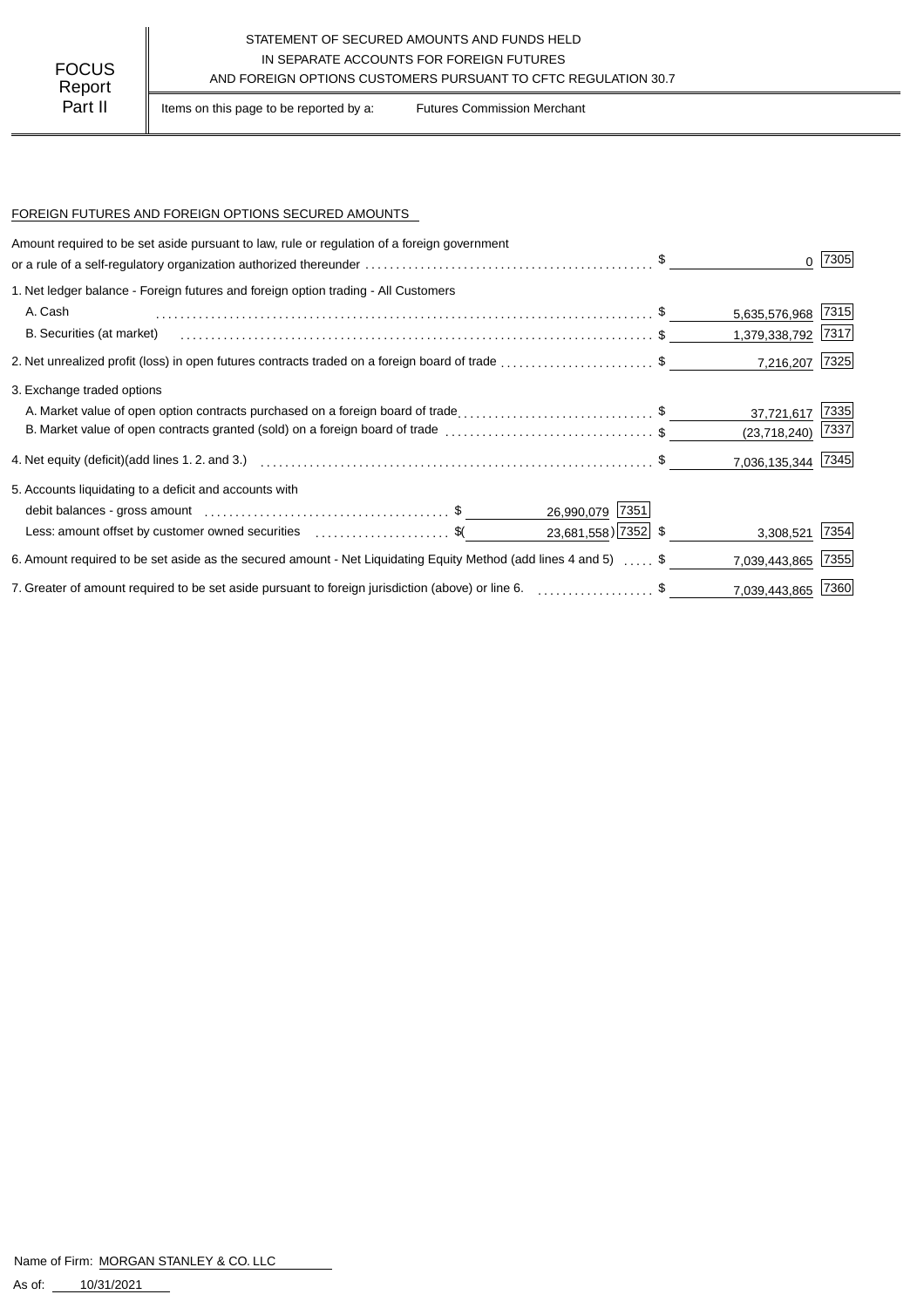FOCUS Report Part II

STATEMENT OF SECURED AMOUNTS AND FUNDS HELD IN SEPARATE ACCOUNTS FOR FOREIGN FUTURES AND FOREIGN OPTIONS CUSTOMERS PURSUANT TO CFTC REGULATION 30.7

Items on this page to be reported by a: Futures Commission Merchant

FOREIGN FUTURES AND FOREIGN OPTIONS SECURED AMOUNTS

| Description | | | Amount | Code |
|---|---|---|---|---|
| Amount required to be set aside pursuant to law, rule or regulation of a foreign government or a rule of a self-regulatory organization authorized thereunder | | | $ 0 | 7305 |
| 1. Net ledger balance - Foreign futures and foreign option trading - All Customers | | | | |
| A. Cash | | | $ 5,635,576,968 | 7315 |
| B. Securities (at market) | | | $ 1,379,338,792 | 7317 |
| 2. Net unrealized profit (loss) in open futures contracts traded on a foreign board of trade | | | $ 7,216,207 | 7325 |
| 3. Exchange traded options | | | | |
| A. Market value of open option contracts purchased on a foreign board of trade | | | $ 37,721,617 | 7335 |
| B. Market value of open contracts granted (sold) on a foreign board of trade | | | $ (23,718,240) | 7337 |
| 4. Net equity (deficit)(add lines 1. 2. and 3.) | | | $ 7,036,135,344 | 7345 |
| 5. Accounts liquidating to a deficit and accounts with | | | | |
| debit balances - gross amount | $ 26,990,079 | 7351 | | |
| Less: amount offset by customer owned securities | $( 23,681,558) | 7352 | $ 3,308,521 | 7354 |
| 6. Amount required to be set aside as the secured amount - Net Liquidating Equity Method (add lines 4 and 5) | | | $ 7,039,443,865 | 7355 |
| 7. Greater of amount required to be set aside pursuant to foreign jurisdiction (above) or line 6. | | | $ 7,039,443,865 | 7360 |

Name of Firm: MORGAN STANLEY & CO. LLC

As of: 10/31/2021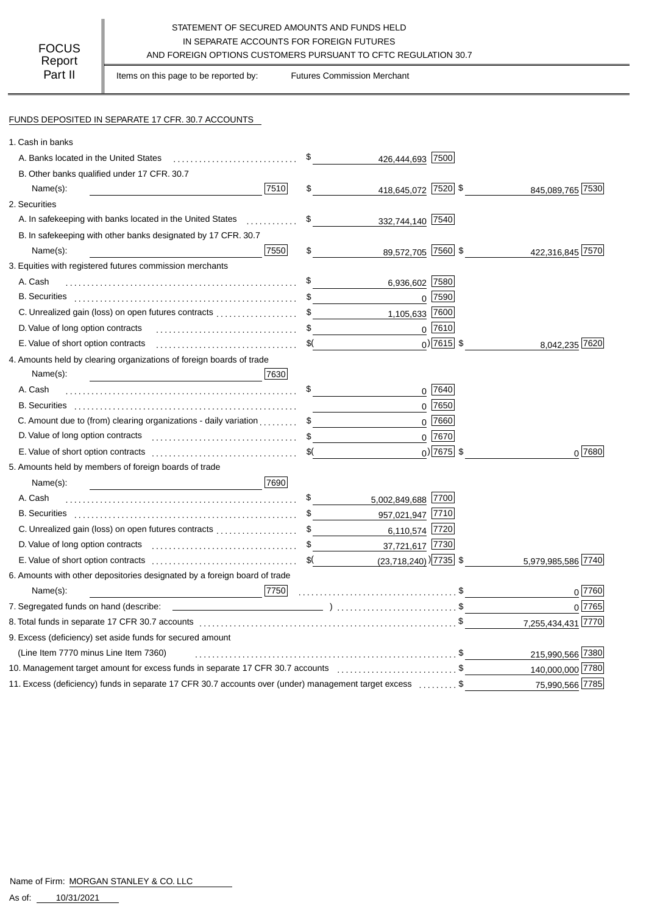FOCUS Report Part II

# STATEMENT OF SECURED AMOUNTS AND FUNDS HELD IN SEPARATE ACCOUNTS FOR FOREIGN FUTURES AND FOREIGN OPTIONS CUSTOMERS PURSUANT TO CFTC REGULATION 30.7

Items on this page to be reported by: Futures Commission Merchant

## FUNDS DEPOSITED IN SEPARATE 17 CFR. 30.7 ACCOUNTS

| | | | | | | |
|---|---|---|---|---|---|---|
| 1. Cash in banks | | | | | | |
| A. Banks located in the United States | | $ 426,444,693 | 7500 | | | |
| B. Other banks qualified under 17 CFR. 30.7 | | | | | | |
| Name(s): | 7510 | $ 418,645,072 | 7520 | $ 845,089,765 | 7530 | |
| 2. Securities | | | | | | |
| A. In safekeeping with banks located in the United States | | $ 332,744,140 | 7540 | | | |
| B. In safekeeping with other banks designated by 17 CFR. 30.7 | | | | | | |
| Name(s): | 7550 | $ 89,572,705 | 7560 | $ 422,316,845 | 7570 | |
| 3. Equities with registered futures commission merchants | | | | | | |
| A. Cash | | $ 6,936,602 | 7580 | | | |
| B. Securities | | $ 0 | 7590 | | | |
| C. Unrealized gain (loss) on open futures contracts | | $ 1,105,633 | 7600 | | | |
| D. Value of long option contracts | | $ 0 | 7610 | | | |
| E. Value of short option contracts | | $( 0) | 7615 | $ 8,042,235 | 7620 | |
| 4. Amounts held by clearing organizations of foreign boards of trade | | | | | | |
| Name(s): | 7630 | | | | | |
| A. Cash | | $ 0 | 7640 | | | |
| B. Securities | | 0 | 7650 | | | |
| C. Amount due to (from) clearing organizations - daily variation | | $ 0 | 7660 | | | |
| D. Value of long option contracts | | $ 0 | 7670 | | | |
| E. Value of short option contracts | | $( 0) | 7675 | $ 0 | 7680 | |
| 5. Amounts held by members of foreign boards of trade | | | | | | |
| Name(s): | 7690 | | | | | |
| A. Cash | | $ 5,002,849,688 | 7700 | | | |
| B. Securities | | $ 957,021,947 | 7710 | | | |
| C. Unrealized gain (loss) on open futures contracts | | $ 6,110,574 | 7720 | | | |
| D. Value of long option contracts | | $ 37,721,617 | 7730 | | | |
| E. Value of short option contracts | | $( (23,718,240)) | 7735 | $ 5,979,985,586 | 7740 | |
| 6. Amounts with other depositories designated by a foreign board of trade | | | | | | |
| Name(s): | 7750 | | | $ 0 | 7760 | |
| 7. Segregated funds on hand (describe: ) | | | | $ 0 | 7765 | |
| 8. Total funds in separate 17 CFR 30.7 accounts | | | | $ 7,255,434,431 | 7770 | |
| 9. Excess (deficiency) set aside funds for secured amount (Line Item 7770 minus Line Item 7360) | | | | $ 215,990,566 | 7380 | |
| 10. Management target amount for excess funds in separate 17 CFR 30.7 accounts | | | | $ 140,000,000 | 7780 | |
| 11. Excess (deficiency) funds in separate 17 CFR 30.7 accounts over (under) management target excess | | | | $ 75,990,566 | 7785 | |

Name of Firm: MORGAN STANLEY & CO. LLC

As of: 10/31/2021